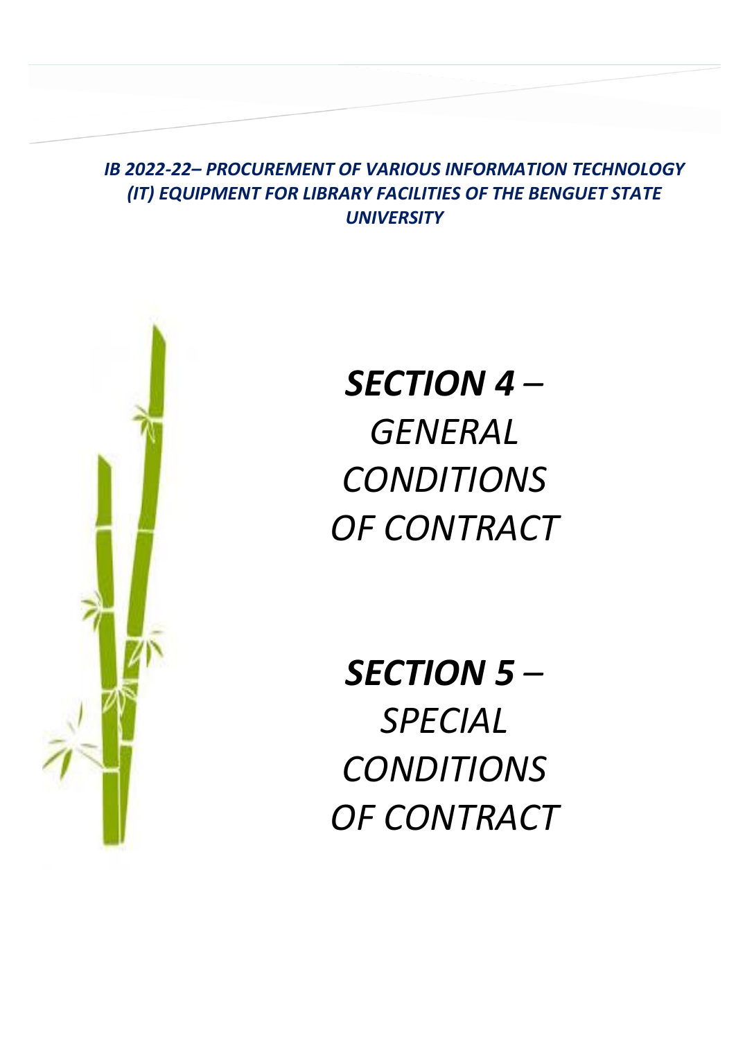***IB 2022-22– PROCUREMENT OF VARIOUS INFORMATION TECHNOLOGY (IT) EQUIPMENT FOR LIBRARY FACILITIES OF THE BENGUET STATE UNIVERSITY***

# ***SECTION 4*** *– GENERAL CONDITIONS OF CONTRACT*

# ***SECTION 5*** *– SPECIAL CONDITIONS OF CONTRACT*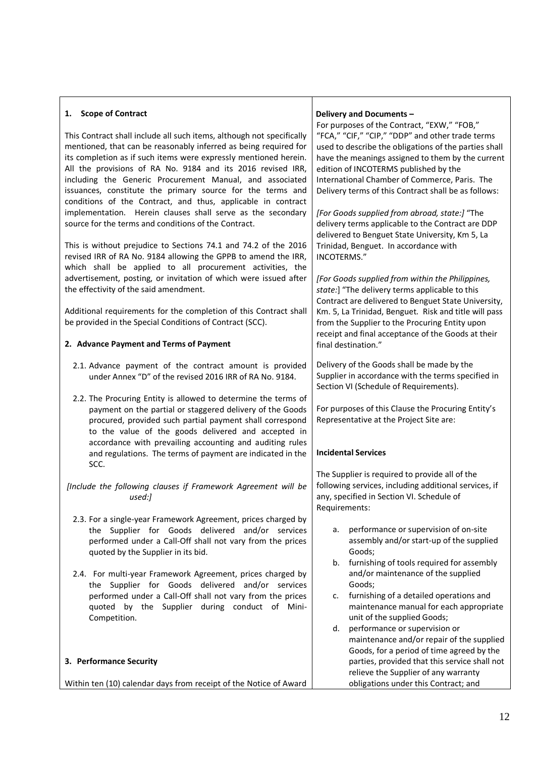**1. Scope of Contract**

This Contract shall include all such items, although not specifically mentioned, that can be reasonably inferred as being required for its completion as if such items were expressly mentioned herein. All the provisions of RA No. 9184 and its 2016 revised IRR, including the Generic Procurement Manual, and associated issuances, constitute the primary source for the terms and conditions of the Contract, and thus, applicable in contract implementation. Herein clauses shall serve as the secondary source for the terms and conditions of the Contract.

This is without prejudice to Sections 74.1 and 74.2 of the 2016 revised IRR of RA No. 9184 allowing the GPPB to amend the IRR, which shall be applied to all procurement activities, the advertisement, posting, or invitation of which were issued after the effectivity of the said amendment.

Additional requirements for the completion of this Contract shall be provided in the Special Conditions of Contract (SCC).

**2. Advance Payment and Terms of Payment**

2.1. Advance payment of the contract amount is provided under Annex "D" of the revised 2016 IRR of RA No. 9184.

2.2. The Procuring Entity is allowed to determine the terms of payment on the partial or staggered delivery of the Goods procured, provided such partial payment shall correspond to the value of the goods delivered and accepted in accordance with prevailing accounting and auditing rules and regulations. The terms of payment are indicated in the SCC.

*[Include the following clauses if Framework Agreement will be used:]*

2.3. For a single-year Framework Agreement, prices charged by the Supplier for Goods delivered and/or services performed under a Call-Off shall not vary from the prices quoted by the Supplier in its bid.

2.4. For multi-year Framework Agreement, prices charged by the Supplier for Goods delivered and/or services performed under a Call-Off shall not vary from the prices quoted by the Supplier during conduct of Mini-Competition.

**3. Performance Security**

Within ten (10) calendar days from receipt of the Notice of Award

**Delivery and Documents –**

For purposes of the Contract, "EXW," "FOB," "FCA," "CIF," "CIP," "DDP" and other trade terms used to describe the obligations of the parties shall have the meanings assigned to them by the current edition of INCOTERMS published by the International Chamber of Commerce, Paris. The Delivery terms of this Contract shall be as follows:

*[For Goods supplied from abroad, state:]* "The delivery terms applicable to the Contract are DDP delivered to Benguet State University, Km 5, La Trinidad, Benguet. In accordance with INCOTERMS."

*[For Goods supplied from within the Philippines, state:*] "The delivery terms applicable to this Contract are delivered to Benguet State University, Km. 5, La Trinidad, Benguet. Risk and title will pass from the Supplier to the Procuring Entity upon receipt and final acceptance of the Goods at their final destination."

Delivery of the Goods shall be made by the Supplier in accordance with the terms specified in Section VI (Schedule of Requirements).

For purposes of this Clause the Procuring Entity's Representative at the Project Site are:

**Incidental Services**

The Supplier is required to provide all of the following services, including additional services, if any, specified in Section VI. Schedule of Requirements:

a. performance or supervision of on-site assembly and/or start-up of the supplied Goods;
b. furnishing of tools required for assembly and/or maintenance of the supplied Goods;
c. furnishing of a detailed operations and maintenance manual for each appropriate unit of the supplied Goods;
d. performance or supervision or maintenance and/or repair of the supplied Goods, for a period of time agreed by the parties, provided that this service shall not relieve the Supplier of any warranty obligations under this Contract; and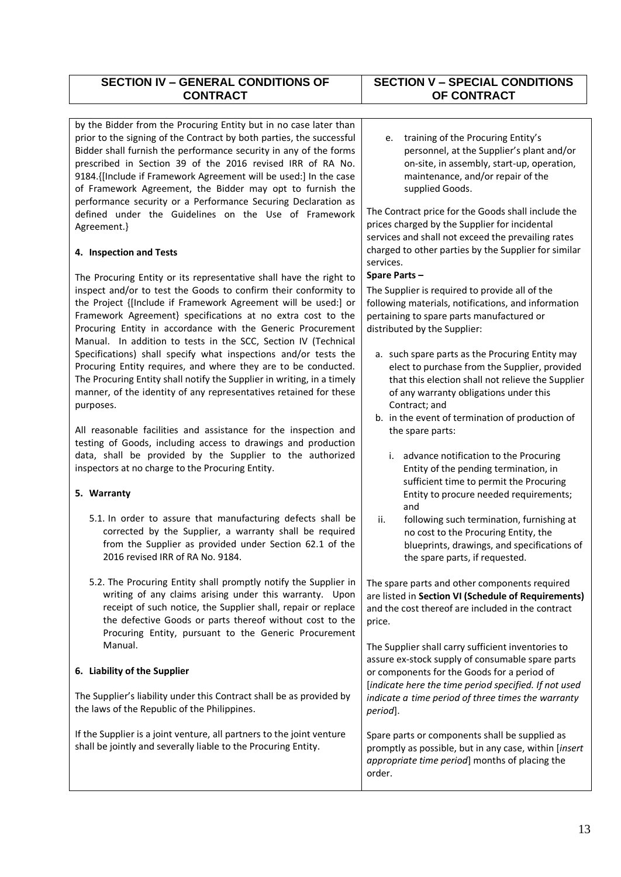| SECTION IV – GENERAL CONDITIONS OF CONTRACT | SECTION V – SPECIAL CONDITIONS OF CONTRACT |
| --- | --- |

by the Bidder from the Procuring Entity but in no case later than prior to the signing of the Contract by both parties, the successful Bidder shall furnish the performance security in any of the forms prescribed in Section 39 of the 2016 revised IRR of RA No. 9184.{[Include if Framework Agreement will be used:] In the case of Framework Agreement, the Bidder may opt to furnish the performance security or a Performance Securing Declaration as defined under the Guidelines on the Use of Framework Agreement.}

**4. Inspection and Tests**

The Procuring Entity or its representative shall have the right to inspect and/or to test the Goods to confirm their conformity to the Project {[Include if Framework Agreement will be used:] or Framework Agreement} specifications at no extra cost to the Procuring Entity in accordance with the Generic Procurement Manual. In addition to tests in the SCC, Section IV (Technical Specifications) shall specify what inspections and/or tests the Procuring Entity requires, and where they are to be conducted. The Procuring Entity shall notify the Supplier in writing, in a timely manner, of the identity of any representatives retained for these purposes.

All reasonable facilities and assistance for the inspection and testing of Goods, including access to drawings and production data, shall be provided by the Supplier to the authorized inspectors at no charge to the Procuring Entity.

**5. Warranty**

5.1. In order to assure that manufacturing defects shall be corrected by the Supplier, a warranty shall be required from the Supplier as provided under Section 62.1 of the 2016 revised IRR of RA No. 9184.

5.2. The Procuring Entity shall promptly notify the Supplier in writing of any claims arising under this warranty. Upon receipt of such notice, the Supplier shall, repair or replace the defective Goods or parts thereof without cost to the Procuring Entity, pursuant to the Generic Procurement Manual.

**6. Liability of the Supplier**

The Supplier's liability under this Contract shall be as provided by the laws of the Republic of the Philippines.

If the Supplier is a joint venture, all partners to the joint venture shall be jointly and severally liable to the Procuring Entity.

e. training of the Procuring Entity's personnel, at the Supplier's plant and/or on-site, in assembly, start-up, operation, maintenance, and/or repair of the supplied Goods.

The Contract price for the Goods shall include the prices charged by the Supplier for incidental services and shall not exceed the prevailing rates charged to other parties by the Supplier for similar services.

**Spare Parts –**

The Supplier is required to provide all of the following materials, notifications, and information pertaining to spare parts manufactured or distributed by the Supplier:

a. such spare parts as the Procuring Entity may elect to purchase from the Supplier, provided that this election shall not relieve the Supplier of any warranty obligations under this Contract; and
b. in the event of termination of production of the spare parts:
   i. advance notification to the Procuring Entity of the pending termination, in sufficient time to permit the Procuring Entity to procure needed requirements; and
   ii. following such termination, furnishing at no cost to the Procuring Entity, the blueprints, drawings, and specifications of the spare parts, if requested.

The spare parts and other components required are listed in **Section VI (Schedule of Requirements)** and the cost thereof are included in the contract price.

The Supplier shall carry sufficient inventories to assure ex-stock supply of consumable spare parts or components for the Goods for a period of [*indicate here the time period specified. If not used indicate a time period of three times the warranty period*].

Spare parts or components shall be supplied as promptly as possible, but in any case, within [*insert appropriate time period*] months of placing the order.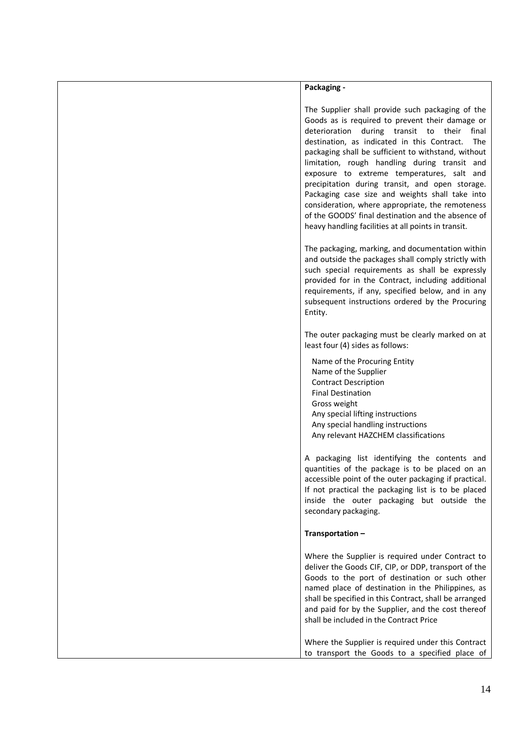| | **Packaging -**<br><br>The Supplier shall provide such packaging of the Goods as is required to prevent their damage or deterioration during transit to their final destination, as indicated in this Contract. The packaging shall be sufficient to withstand, without limitation, rough handling during transit and exposure to extreme temperatures, salt and precipitation during transit, and open storage. Packaging case size and weights shall take into consideration, where appropriate, the remoteness of the GOODS' final destination and the absence of heavy handling facilities at all points in transit.<br><br>The packaging, marking, and documentation within and outside the packages shall comply strictly with such special requirements as shall be expressly provided for in the Contract, including additional requirements, if any, specified below, and in any subsequent instructions ordered by the Procuring Entity.<br><br>The outer packaging must be clearly marked on at least four (4) sides as follows:<br><br>Name of the Procuring Entity<br>Name of the Supplier<br>Contract Description<br>Final Destination<br>Gross weight<br>Any special lifting instructions<br>Any special handling instructions<br>Any relevant HAZCHEM classifications<br><br>A packaging list identifying the contents and quantities of the package is to be placed on an accessible point of the outer packaging if practical. If not practical the packaging list is to be placed inside the outer packaging but outside the secondary packaging.<br><br>**Transportation –**<br><br>Where the Supplier is required under Contract to deliver the Goods CIF, CIP, or DDP, transport of the Goods to the port of destination or such other named place of destination in the Philippines, as shall be specified in this Contract, shall be arranged and paid for by the Supplier, and the cost thereof shall be included in the Contract Price<br><br>Where the Supplier is required under this Contract to transport the Goods to a specified place of |
|---|---|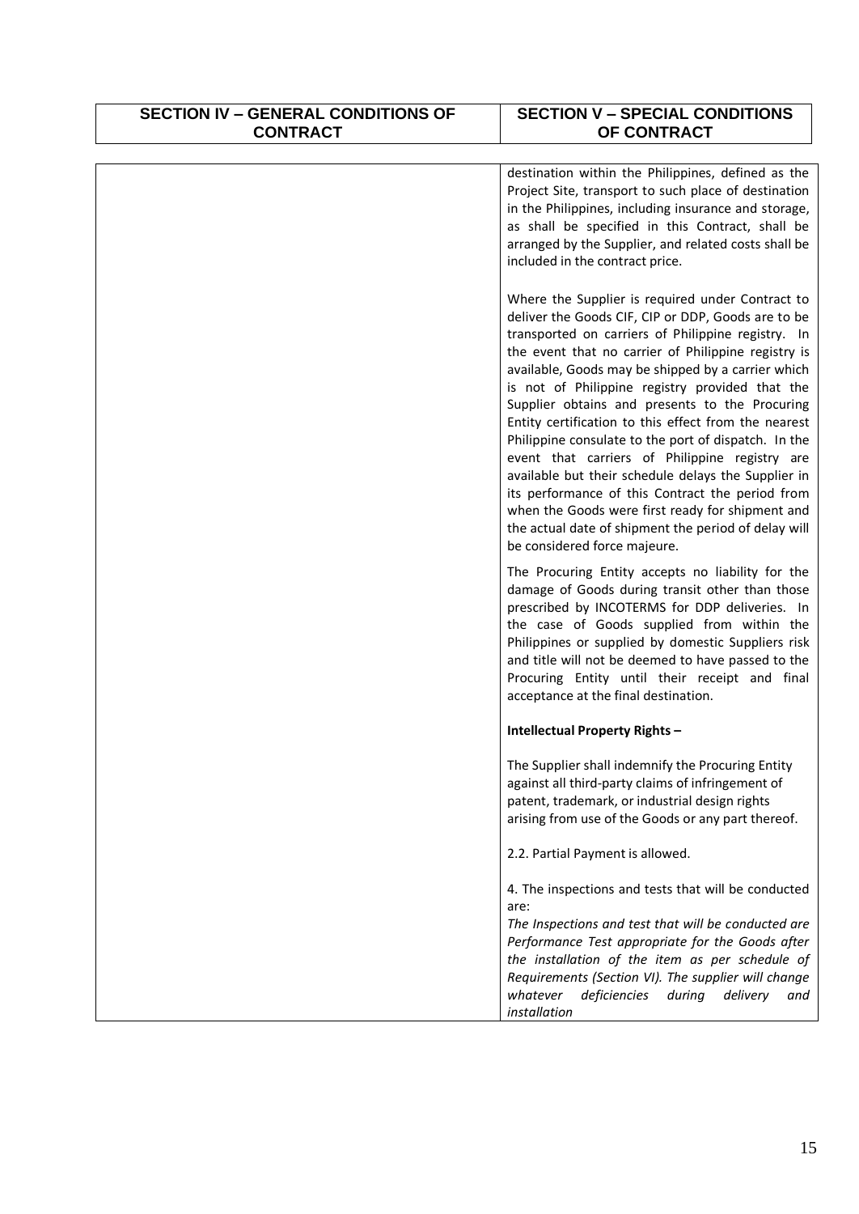| SECTION IV – GENERAL CONDITIONS OF CONTRACT | SECTION V – SPECIAL CONDITIONS OF CONTRACT |
|---|---|
| | destination within the Philippines, defined as the Project Site, transport to such place of destination in the Philippines, including insurance and storage, as shall be specified in this Contract, shall be arranged by the Supplier, and related costs shall be included in the contract price.<br><br>Where the Supplier is required under Contract to deliver the Goods CIF, CIP or DDP, Goods are to be transported on carriers of Philippine registry. In the event that no carrier of Philippine registry is available, Goods may be shipped by a carrier which is not of Philippine registry provided that the Supplier obtains and presents to the Procuring Entity certification to this effect from the nearest Philippine consulate to the port of dispatch. In the event that carriers of Philippine registry are available but their schedule delays the Supplier in its performance of this Contract the period from when the Goods were first ready for shipment and the actual date of shipment the period of delay will be considered force majeure.<br><br>The Procuring Entity accepts no liability for the damage of Goods during transit other than those prescribed by INCOTERMS for DDP deliveries. In the case of Goods supplied from within the Philippines or supplied by domestic Suppliers risk and title will not be deemed to have passed to the Procuring Entity until their receipt and final acceptance at the final destination.<br><br>**Intellectual Property Rights –**<br><br>The Supplier shall indemnify the Procuring Entity against all third-party claims of infringement of patent, trademark, or industrial design rights arising from use of the Goods or any part thereof.<br><br>2.2. Partial Payment is allowed.<br><br>4. The inspections and tests that will be conducted are:<br>*The Inspections and test that will be conducted are Performance Test appropriate for the Goods after the installation of the item as per schedule of Requirements (Section VI). The supplier will change whatever deficiencies during delivery and installation* |